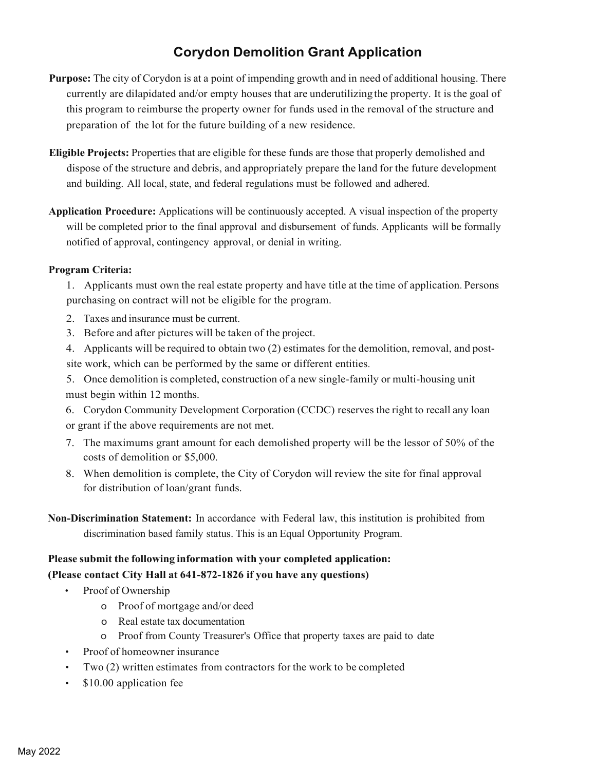# Corydon Demolition Grant Application

**Purpose:** The city of Corydon is at a point of impending growth and in need of additional housing. There currently are dilapidated and/or empty houses that are underutilizing the property. It is the goal of this program to reimburse the property owner for funds used in the removal of the structure and preparation of the lot for the future building of a new residence.

**Eligible Projects:** Properties that are eligible for these funds are those that properly demolished and dispose of the structure and debris, and appropriately prepare the land for the future development and building. All local, state, and federal regulations must be followed and adhered.

**Application Procedure:** Applications will be continuously accepted. A visual inspection of the property will be completed prior to the final approval and disbursement of funds. Applicants will be formally notified of approval, contingency approval, or denial in writing.

**Program Criteria:**

1. Applicants must own the real estate property and have title at the time of application. Persons purchasing on contract will not be eligible for the program.
2. Taxes and insurance must be current.
3. Before and after pictures will be taken of the project.
4. Applicants will be required to obtain two (2) estimates for the demolition, removal, and post-site work, which can be performed by the same or different entities.
5. Once demolition is completed, construction of a new single-family or multi-housing unit must begin within 12 months.
6. Corydon Community Development Corporation (CCDC) reserves the right to recall any loan or grant if the above requirements are not met.
7. The maximums grant amount for each demolished property will be the lessor of 50% of the costs of demolition or $5,000.
8. When demolition is complete, the City of Corydon will review the site for final approval for distribution of loan/grant funds.

**Non-Discrimination Statement:** In accordance with Federal law, this institution is prohibited from discrimination based family status. This is an Equal Opportunity Program.

**Please submit the following information with your completed application:**
**(Please contact City Hall at 641-872-1826 if you have any questions)**

- Proof of Ownership
  - Proof of mortgage and/or deed
  - Real estate tax documentation
  - Proof from County Treasurer's Office that property taxes are paid to date
- Proof of homeowner insurance
- Two (2) written estimates from contractors for the work to be completed
- $10.00 application fee

May 2022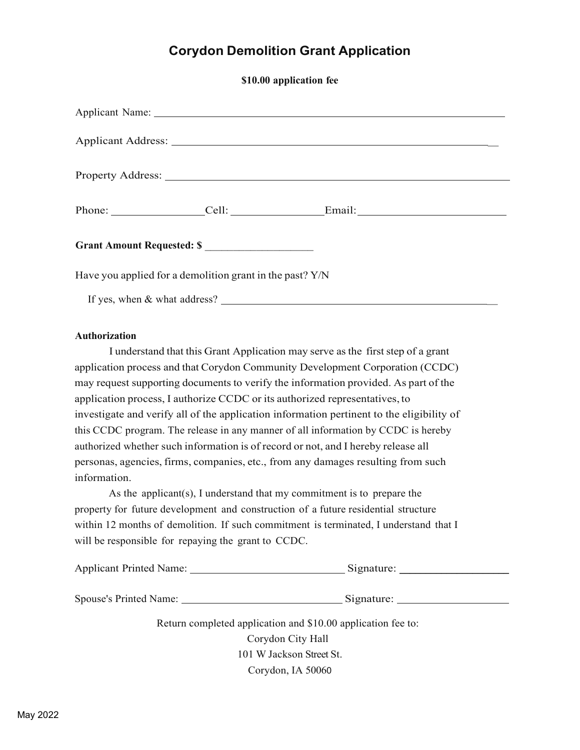# Corydon Demolition Grant Application

**$10.00 application fee**

Applicant Name: ______________________________________________

Applicant Address: ______________________________________________

Property Address: ______________________________________________

Phone: ______________ Cell: ______________ Email: ______________________

**Grant Amount Requested: $** ___________________

Have you applied for a demolition grant in the past? Y/N

If yes, when & what address? ______________________________________________

**Authorization**

I understand that this Grant Application may serve as the first step of a grant application process and that Corydon Community Development Corporation (CCDC) may request supporting documents to verify the information provided. As part of the application process, I authorize CCDC or its authorized representatives, to investigate and verify all of the application information pertinent to the eligibility of this CCDC program. The release in any manner of all information by CCDC is hereby authorized whether such information is of record or not, and I hereby release all personas, agencies, firms, companies, etc., from any damages resulting from such information.

As the applicant(s), I understand that my commitment is to prepare the property for future development and construction of a future residential structure within 12 months of demolition. If such commitment is terminated, I understand that I will be responsible for repaying the grant to CCDC.

Applicant Printed Name: ___________________________ Signature: ___________________

Spouse's Printed Name: ___________________________ Signature: ___________________

Return completed application and $10.00 application fee to:
Corydon City Hall
101 W Jackson Street St.
Corydon, IA 50060

May 2022